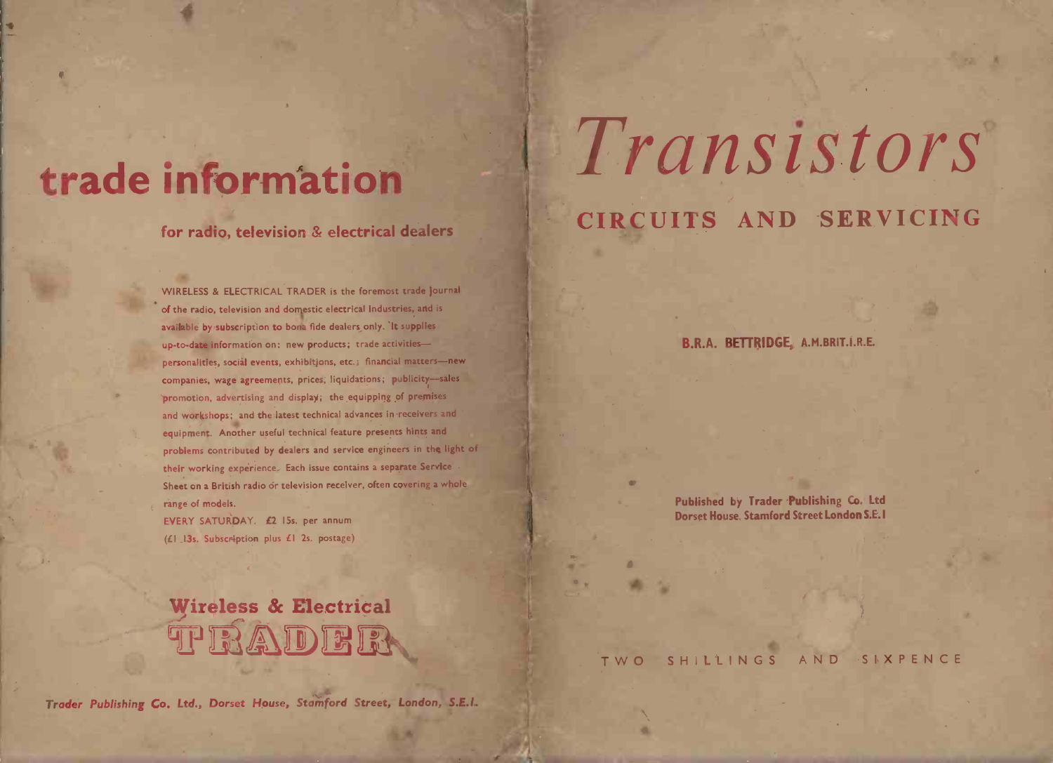# trade information

## for radio, television & electrical dealers

WIRELESS & ELECTRICAL TRADER is the foremost trade journal of the radio, television and domestic electrical industries, and is available by subscription to bona fide dealers only. It supplies up-to-date information on: new products; trade activities—personalities, social events, exhibitions, etc.; financial matters—new companies, wage agreements, prices, liquidations; publicity—sales promotion, advertising and display; the equipping of premises and workshops; and the latest technical advances in receivers and equipment. Another useful technical feature presents hints and problems contributed by dealers and service engineers in the light of their working experience. Each issue contains a separate Service Sheet on a British radio or television receiver, often covering a whole range of models.

EVERY SATURDAY. £2 15s. per annum
(£1 13s. Subscription plus £1 2s. postage)

**Wireless & Electrical TRADER**

*Trader Publishing Co. Ltd., Dorset House, Stamford Street, London, S.E.1.*

# *Transistors*

## CIRCUITS AND SERVICING

**B.R.A. BETTRIDGE, A.M.BRIT.I.R.E.**

**Published by Trader Publishing Co. Ltd**
**Dorset House, Stamford Street London S.E.1**

TWO SHILLINGS AND SIXPENCE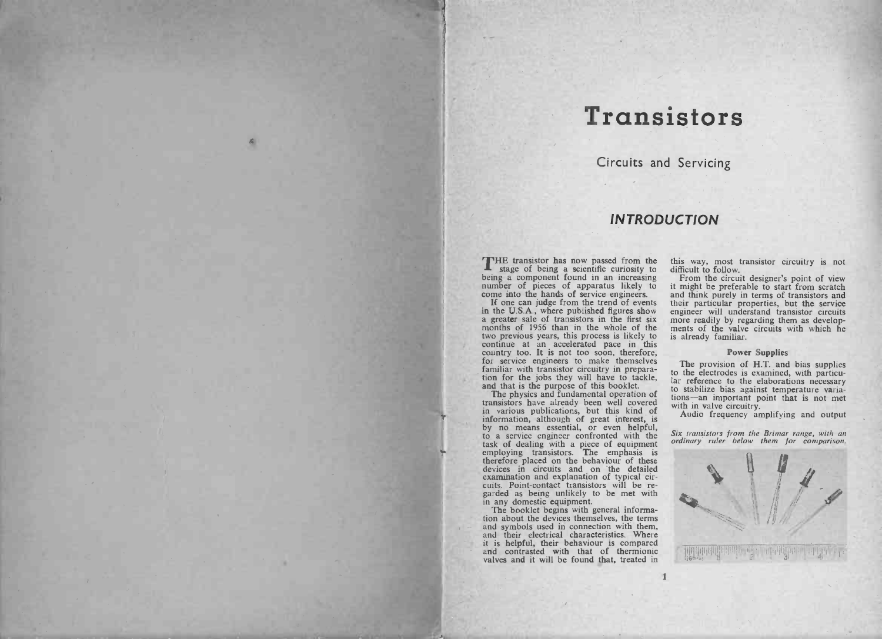# Transistors

## Circuits and Servicing

## *INTRODUCTION*

THE transistor has now passed from the stage of being a scientific curiosity to being a component found in an increasing number of pieces of apparatus likely to come into the hands of service engineers.

If one can judge from the trend of events in the U.S.A., where published figures show a greater sale of transistors in the first six months of 1956 than in the whole of the two previous years, this process is likely to continue at an accelerated pace in this country too. It is not too soon, therefore, for service engineers to make themselves familiar with transistor circuitry in preparation for the jobs they will have to tackle, and that is the purpose of this booklet.

The physics and fundamental operation of transistors have already been well covered in various publications, but this kind of information, although of great interest, is by no means essential, or even helpful, to a service engineer confronted with the task of dealing with a piece of equipment employing transistors. The emphasis is therefore placed on the behaviour of these devices in circuits and on the detailed examination and explanation of typical circuits. Point-contact transistors will be regarded as being unlikely to be met with in any domestic equipment.

The booklet begins with general information about the devices themselves, the terms and symbols used in connection with them, and their electrical characteristics. Where it is helpful, their behaviour is compared and contrasted with that of thermionic valves and it will be found that, treated in this way, most transistor circuitry is not difficult to follow.

From the circuit designer's point of view it might be preferable to start from scratch and think purely in terms of transistors and their particular properties, but the service engineer will understand transistor circuits more readily by regarding them as developments of the valve circuits with which he is already familiar.

### Power Supplies

The provision of H.T. and bias supplies to the electrodes is examined, with particular reference to the elaborations necessary to stabilize bias against temperature variations—an important point that is not met with in valve circuitry.

Audio frequency amplifying and output

*Six transistors from the Brimar range, with an ordinary ruler below them for comparison.*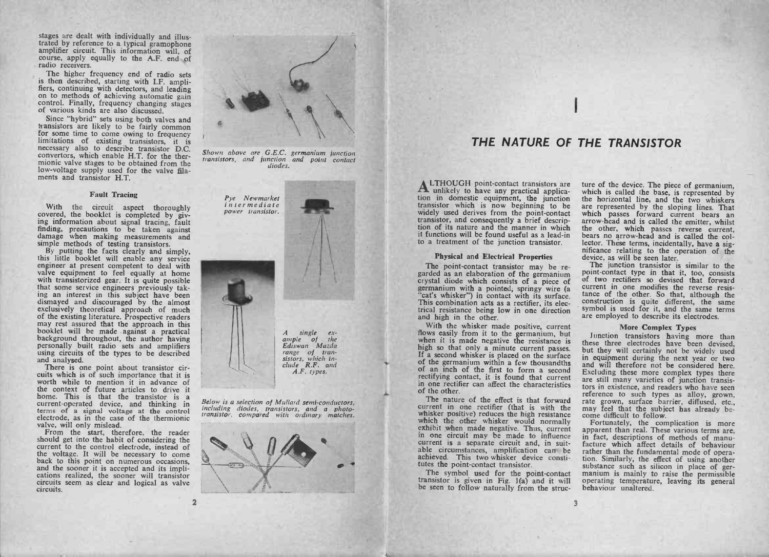stages are dealt with individually and illustrated by reference to a typical gramophone amplifier circuit. This information will, of course, apply equally to the A.F. end of radio receivers.

The higher frequency end of radio sets is then described, starting with I.F. amplifiers, continuing with detectors, and leading on to methods of achieving automatic gain control. Finally, frequency changing stages of various kinds are also discussed.

Since "hybrid" sets using both valves and transistors are likely to be fairly common for some time to come owing to frequency limitations of existing transistors, it is necessary also to describe transistor D.C. convertors, which enable H.T. for the thermionic valve stages to be obtained from the low-voltage supply used for the valve filaments and transistor H.T.

#### Fault Tracing

With the circuit aspect thoroughly covered, the booklet is completed by giving information about signal tracing, fault finding, precautions to be taken against damage when making measurements and simple methods of testing transistors.

By putting the facts clearly and simply, this little booklet will enable any service engineer at present competent to deal with valve equipment to feel equally at home with transistorized gear. It is quite possible that some service engineers previously taking an interest in this subject have been dismayed and discouraged by the almost exclusively theoretical approach of much of the existing literature. Prospective readers may rest assured that the approach in this booklet will be made against a practical background throughout, the author having personally built radio sets and amplifiers using circuits of the types to be described and analysed.

There is one point about transistor circuits which is of such importance that it is worth while to mention it in advance of the context of future articles to drive it home. This is that the transistor is a current-operated device, and thinking in terms of a signal voltage at the control electrode, as in the case of the thermionic valve, will only mislead.

From the start, therefore, the reader should get into the habit of considering the current to the control electrode, instead of the voltage. It will be necessary to come back to this point on numerous occasions, and the sooner it is accepted and its implications realized, the sooner will transistor circuits seem as clear and logical as valve circuits.

*Shown above are G.E.C. germanium junction transistors, and junction and point contact diodes.*

*Pye Newmarket intermediate power transistor.*

*A single example of the Ediswan Mazda range of transistors, which include R.F. and A.F. types.*

*Below is a selection of Mullard semi-conductors, including diodes, transistors, and a phototransistor, compared with ordinary matches.*

# I

## THE NATURE OF THE TRANSISTOR

ALTHOUGH point-contact transistors are unlikely to have any practical application in domestic equipment, the junction transistor which is now beginning to be widely used derives from the point-contact transistor, and consequently a brief description of its nature and the manner in which it functions will be found useful as a lead-in to a treatment of the junction transistor.

#### Physical and Electrical Properties

The point-contact transistor may be regarded as an elaboration of the germanium crystal diode which consists of a piece of germanium with a pointed, springy wire (a "cat's whisker") in contact with its surface. This combination acts as a rectifier, its electrical resistance being low in one direction and high in the other.

With the whisker made positive, current flows easily from it to the germanium, but when it is made negative the resistance is high so that only a minute current passes. If a second whisker is placed on the surface of the germanium within a few thousandths of an inch of the first to form a second rectifying contact, it is found that current in one rectifier can affect the characteristics of the other.

The nature of the effect is that forward current in one rectifier (that is with the whisker positive) reduces the high resistance which the other whisker would normally exhibit when made negative. Thus, current in one circuit may be made to influence current is a separate circuit and, in suitable circumstances, amplification can be achieved. This two whisker device constitutes the point-contact transistor.

The symbol used for the point-contact transistor is given in Fig. 1(a) and it will be seen to follow naturally from the structure of the device. The piece of germanium, which is called the base, is represented by the horizontal line, and the two whiskers are represented by the sloping lines. That which passes forward current bears an arrow-head and is called the emitter, whilst the other, which passes reverse current, bears no arrow-head and is called the collector. These terms, incidentally, have a significance relating to the operation of the device, as will be seen later.

The junction transistor is similar to the point-contact type in that it, too, consists of two rectifiers so devised that forward current in one modifies the reverse resistance of the other. So that, although the construction is quite different, the same symbol is used for it, and the same terms are employed to describe its electrodes.

#### More Complex Types

Junction transistors having more than these three electrodes have been devised, but they will certainly not be widely used in equipment during the next year or two and will therefore not be considered here. Excluding these more complex types there are still many varieties of junction transistors in existence, and readers who have seen reference to such types as alloy, grown, rate grown, surface barrier, diffused, etc., may feel that the subject has already become difficult to follow.

Fortunately, the complication is more apparent than real. These various terms are, in fact, descriptions of methods of manufacture which affect details of behaviour rather than the fundamental mode of operation. Similarly, the effect of using another substance such as silicon in place of germanium is mainly to raise the permissible operating temperature, leaving its general behaviour unaltered.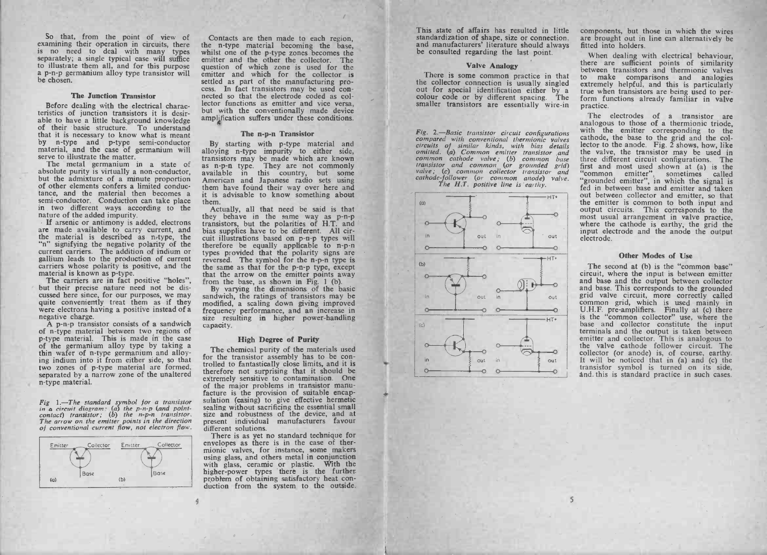So that, from the point of view of examining their operation in circuits, there is no need to deal with many types separately; a single typical case will suffice to illustrate them all, and for this purpose a p-n-p germanium alloy type transistor will be chosen.

### The Junction Transistor

Before dealing with the electrical characteristics of junction transistors it is desirable to have a little background knowledge of their basic structure. To understand that it is necessary to know what is meant by n-type and p-type semi-conductor material, and the case of germanium will serve to illustrate the matter.

The metal germanium in a state of absolute purity is virtually a non-conductor, but the admixture of a minute proportion of other elements confers a limited conductance, and the material then becomes a semi-conductor. Conduction can take place in two different ways according to the nature of the added impurity.

If arsenic or antimony is added, electrons are made available to carry current, and the material is described as n-type, the "n" signifying the negative polarity of the current carriers. The addition of indium or gallium leads to the production of current carriers whose polarity is positive, and the material is known as p-type.

The carriers are in fact positive "holes", but their precise nature need not be discussed here since, for our purposes, we may quite conveniently treat them as if they were electrons having a positive instead of a negative charge.

A p-n-p transistor consists of a sandwich of n-type material between two regions of p-type material. This is made in the case of the germanium alloy type by taking a thin wafer of n-type germanium and alloying indium into it from either side, so that two zones of p-type material are formed, separated by a narrow zone of the unaltered n-type material.

*Fig. 1.—The standard symbol for a transistor in a circuit diagram: (a) the p-n-p (and point-contact) transistor; (b) the n-p-n transistor. The arrow on the emitter points in the direction of conventional current flow, not electron flow.*

Emitter Collector Base (a)
Emitter Collector Base (b)

Contacts are then made to each region, the n-type material becoming the base, whilst one of the p-type zones becomes the emitter and the other the collector. The question of which zone is used for the emitter and which for the collector is settled as part of the manufacturing process. In fact transistors may be used connected so that the electrode coded as collector functions as emitter and vice versa, but with the conventionally made device amplification suffers under these conditions.

### The n-p-n Transistor

By starting with p-type material and alloying n-type impurity to either side, transistors may be made which are known as n-p-n type. They are not commonly available in this country, but some American and Japanese radio sets using them have found their way over here and it is advisable to know something about them.

Actually, all that need be said is that they behave in the same way as p-n-p transistors, but the polarities of H.T. and bias supplies have to be different. All circuit illustrations based on p-n-p types will therefore be equally applicable to n-p-n types provided that the polarity signs are reversed. The symbol for the n-p-n type is the same as that for the p-n-p type, except that the arrow on the emitter points away from the base, as shown in Fig. 1 (b).

By varying the dimensions of the basic sandwich, the ratings of transistors may be modified, a scaling down giving improved frequency performance, and an increase in size resulting in higher power-handling capacity.

### High Degree of Purity

The chemical purity of the materials used for the transistor assembly has to be controlled to fantastically close limits, and it is therefore not surprising that it should be extremely sensitive to contamination. One of the major problems in transistor manufacture is the provision of suitable encapsulation (casing) to give effective hermetic sealing without sacrificing the essential small size and robustness of the device, and at present individual manufacturers favour different solutions.

There is as yet no standard technique for envelopes as there is in the case of thermionic valves, for instance, some makers using glass, and others metal in conjunction with glass, ceramic or plastic. With the higher-power types there is the further problem of obtaining satisfactory heat conduction from the system to the outside.

This state of affairs has resulted in little standardization of shape, size or connection, and manufacturers' literature should always be consulted regarding the last point.

### Valve Analogy

There is some common practice in that the collector connection is usually singled out for special identification either by a colour code or by different spacing. The smaller transistors are essentially wire-in components, but those in which the wires are brought out in line can alternatively be fitted into holders.

*Fig. 2.—Basic transistor circuit configurations compared with conventional thermionic valves circuits of similar kinds, with bias details omitted. (a) Common emitter transistor and common cathode valve; (b) common base transistor and common (or grounded grid) valve; (c) common collector transistor and cathode-follower (or common anode) valve. The H.T. positive line is earthy.*

(a) in out in out HT+
(b) in out in out HT+
(c) in out in out HT+

When dealing with electrical behaviour, there are sufficient points of similarity between transistors and thermionic valves to make comparisons and analogies extremely helpful, and this is particularly true when transistors are being used to perform functions already familiar in valve practice.

The electrodes of a transistor are analogous to those of a thermionic triode, with the emitter corresponding to the cathode, the base to the grid and the collector to the anode. Fig. 2 shows, how, like the valve, the transistor may be used in three different circuit configurations. The first and most used shown at (a) is the "common emitter", sometimes called "grounded emitter", in which the signal is fed in between base and emitter and taken out between collector and emitter, so that the emitter is common to both input and output circuits. This corresponds to the most usual arrangement in valve practice, where the cathode is earthy, the grid the input electrode and the anode the output electrode.

### Other Modes of Use

The second at (b) is the "common base" circuit, where the input is between emitter and base and the output between collector and base. This corresponds to the grounded grid valve circuit, more correctly called common grid, which is used mainly in U.H.F. pre-amplifiers. Finally at (c) there is the "common collector" use, where the base and collector constitute the input terminals and the output is taken between emitter and collector. This is analogous to the valve cathode follower circuit. The collector (or anode) is, of course, earthy. It will be noticed that in (a) and (c) the transistor symbol is turned on its side, and this is standard practice in such cases.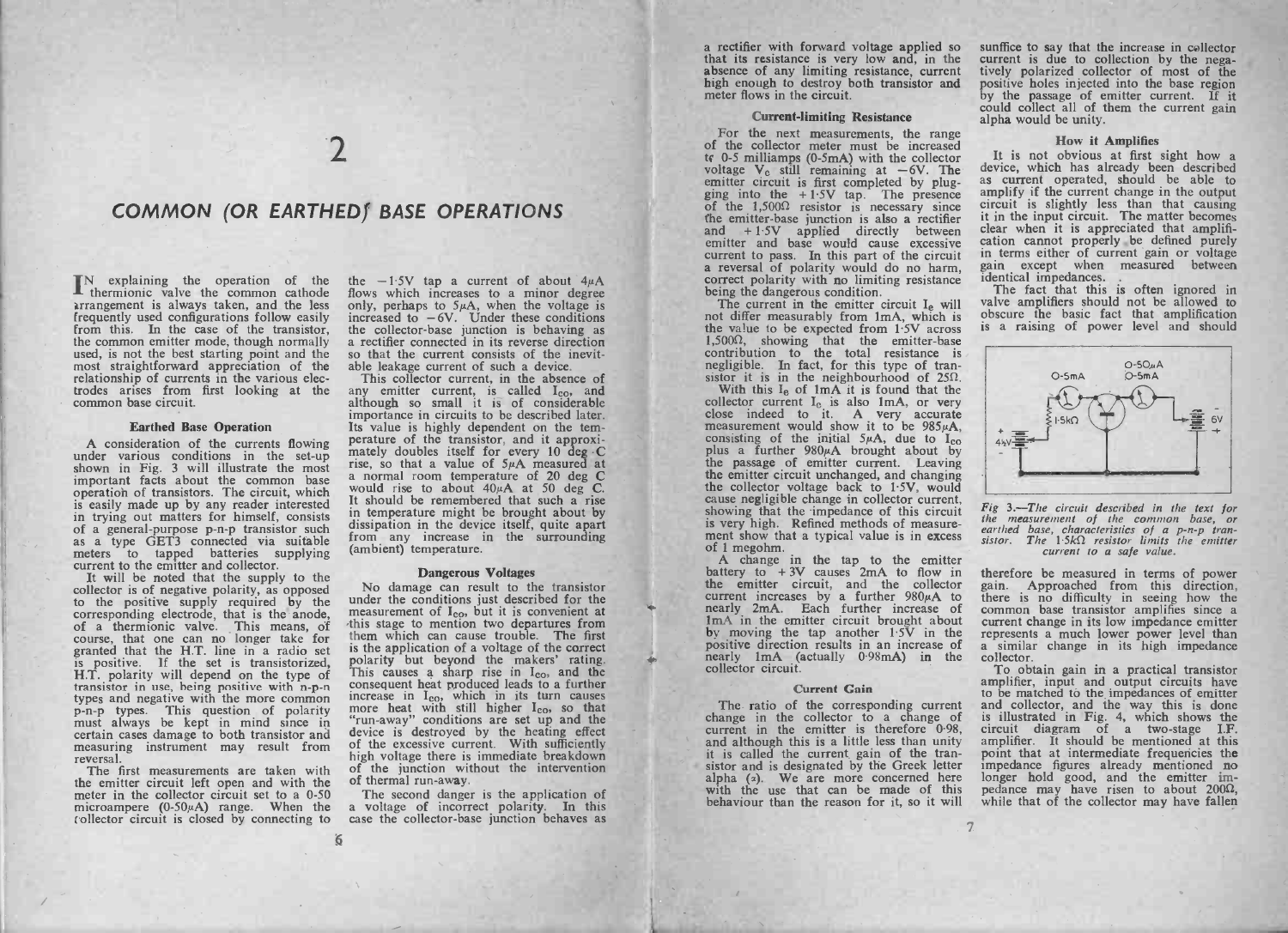# 2

## COMMON (OR EARTHED) BASE OPERATIONS

In explaining the operation of the thermionic valve the common cathode arrangement is always taken, and the less frequently used configurations follow easily from this. In the case of the transistor, the common emitter mode, though normally used, is not the best starting point and the most straightforward appreciation of the relationship of currents in the various electrodes arises from first looking at the common base circuit.

### Earthed Base Operation

A consideration of the currents flowing under various conditions in the set-up shown in Fig. 3 will illustrate the most important facts about the common base operation of transistors. The circuit, which is easily made up by any reader interested in trying out matters for himself, consists of a general-purpose p-n-p transistor such as a type GET3 connected via suitable meters to tapped batteries supplying current to the emitter and collector.

It will be noted that the supply to the collector is of negative polarity, as opposed to the positive supply required by the corresponding electrode, that is the anode, of a thermionic valve. This means, of course, that one can no longer take for granted that the H.T. line in a radio set is positive. If the set is transistorized, H.T. polarity will depend on the type of transistor in use, being positive with n-p-n types and negative with the more common p-n-p types. This question of polarity must always be kept in mind since in certain cases damage to both transistor and measuring instrument may result from reversal.

The first measurements are taken with the emitter circuit left open and with the meter in the collector circuit set to a 0-50 microampere (0-50$\mu$A) range. When the collector circuit is closed by connecting to the $-1{\cdot}5$V tap a current of about 4$\mu$A flows which increases to a minor degree only, perhaps to 5$\mu$A, when the voltage is increased to $-6$V. Under these conditions the collector-base junction is behaving as a rectifier connected in its reverse direction so that the current consists of the inevitable leakage current of such a device.

This collector current, in the absence of any emitter current, is called $I_{co}$, and although so small it is of considerable importance in circuits to be described later. Its value is highly dependent on the temperature of the transistor, and it approximately doubles itself for every 10 deg C rise, so that a value of 5$\mu$A measured at a normal room temperature of 20 deg C would rise to about 40$\mu$A at 50 deg C. It should be remembered that such a rise in temperature might be brought about by dissipation in the device itself, quite apart from any increase in the surrounding (ambient) temperature.

### Dangerous Voltages

No damage can result to the transistor under the conditions just described for the measurement of $I_{co}$, but it is convenient at this stage to mention two departures from them which can cause trouble. The first is the application of a voltage of the correct polarity but beyond the makers' rating. This causes a sharp rise in $I_{co}$, and the consequent heat produced leads to a further increase in $I_{co}$, which in its turn causes more heat with still higher $I_{co}$, so that "run-away" conditions are set up and the device is destroyed by the heating effect of the excessive current. With sufficiently high voltage there is immediate breakdown of the junction without the intervention of thermal run-away.

The second danger is the application of a voltage of incorrect polarity. In this case the collector-base junction behaves as a rectifier with forward voltage applied so that its resistance is very low and, in the absence of any limiting resistance, current high enough to destroy both transistor and meter flows in the circuit.

### Current-limiting Resistance

For the next measurements, the range of the collector meter must be increased to 0-5 milliamps (0-5mA) with the collector voltage $V_c$ still remaining at $-6$V. The emitter circuit is first completed by plugging into the $+1{\cdot}5$V tap. The presence of the 1,500$\Omega$ resistor is necessary since the emitter-base junction is also a rectifier and $+1{\cdot}5$V applied directly between emitter and base would cause excessive current to pass. In this part of the circuit a reversal of polarity would do no harm, correct polarity with no limiting resistance being the dangerous condition.

The current in the emitter circuit $I_e$ will not differ measurably from 1mA, which is the value to be expected from 1·5V across 1,500$\Omega$, showing that the emitter-base contribution to the total resistance is negligible. In fact, for this type of transistor it is in the neighbourhood of 25$\Omega$.

With this $I_e$ of 1mA it is found that the collector current $I_c$ is also 1mA, or very close indeed to it. A very accurate measurement would show it to be 985$\mu$A, consisting of the initial 5$\mu$A, due to $I_{co}$ plus a further 980$\mu$A brought about by the passage of emitter current. Leaving the emitter circuit unchanged, and changing the collector voltage back to 1·5V, would cause negligible change in collector current, showing that the impedance of this circuit is very high. Refined methods of measurement show that a typical value is in excess of 1 megohm.

A change in the tap to the emitter battery to +3V causes 2mA to flow in the emitter circuit, and the collector current increases by a further 980$\mu$A to nearly 2mA. Each further increase of 1mA in the emitter circuit brought about by moving the tap another 1·5V in the positive direction results in an increase of nearly 1mA (actually 0·98mA) in the collector circuit.

### Current Gain

The ratio of the corresponding current change in the collector to a change of current in the emitter is therefore 0·98, and although this is a little less than unity it is called the current gain of the transistor and is designated by the Greek letter alpha ($\alpha$). We are more concerned here with the use that can be made of this behaviour than the reason for it, so it will sunffice to say that the increase in collector current is due to collection by the negatively polarized collector of most of the positive holes injected into the base region by the passage of emitter current. If it could collect all of them the current gain alpha would be unity.

### How it Amplifies

It is not obvious at first sight how a device, which has already been described as current operated, should be able to amplify if the current change in the output circuit is slightly less than that causing it in the input circuit. The matter becomes clear when it is appreciated that amplification cannot properly be defined purely in terms either of current gain or voltage gain except when measured between identical impedances.

The fact that this is often ignored in valve amplifiers should not be allowed to obscure the basic fact that amplification is a raising of power level and should therefore be measured in terms of power gain. Approached from this direction, there is no difficulty in seeing how the common base transistor amplifies since a current change in its low impedance emitter represents a much lower power level than a similar change in its high impedance collector.

0-5mA
0-50$\mu$A
0-5mA
1·5k$\Omega$
4½V
6V

*Fig 3.—The circuit described in the text for the measurement of the common base, or earthed base, characteristics of a p-n-p transistor. The 1·5k$\Omega$ resistor limits the emitter current to a safe value.*

To obtain gain in a practical transistor amplifier, input and output circuits have to be matched to the impedances of emitter and collector, and the way this is done is illustrated in Fig. 4, which shows the circuit diagram of a two-stage I.F. amplifier. It should be mentioned at this point that at intermediate frequencies the impedance figures already mentioned no longer hold good, and the emitter impedance may have risen to about 200$\Omega$, while that of the collector may have fallen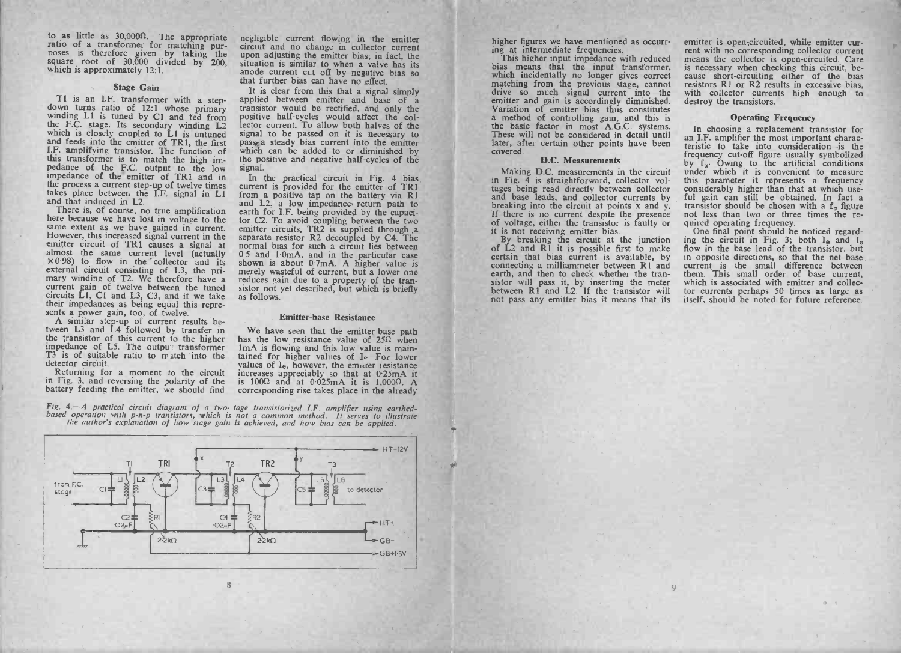to as little as 30,000Ω. The appropriate ratio of a transformer for matching purposes is therefore given by taking the square root of 30,000 divided by 200, which is approximately 12:1.

### Stage Gain

T1 is an I.F. transformer with a step-down turns ratio of 12:1 whose primary winding L1 is tuned by C1 and fed from the F.C. stage. Its secondary winding L2 which is closely coupled to L1 is untuned and feeds into the emitter of TR1, the first I.F. amplifying transistor. The function of this transformer is to match the high impedance of the F.C. output to the low impedance of the emitter of TR1 and in the process a current step-up of twelve times takes place between the I.F. signal in L1 and that induced in L2.

There is, of course, no true amplification here because we have lost in voltage to the same extent as we have gained in current. However, this increased signal current in the emitter circuit of TR1 causes a signal at almost the same current level (actually ×0·98) to flow in the collector and its external circuit consisting of L3, the primary winding of T2. We therefore have a current gain of twelve between the tuned circuits L1, C1 and L3, C3, and if we take their impedances as being equal this represents a power gain, too, of twelve.

A similar step-up of current results between L3 and L4 followed by transfer in the transistor of this current to the higher impedance of L5. The output transformer T3 is of suitable ratio to match into the detector circuit.

Returning for a moment to the circuit in Fig. 3, and reversing the polarity of the battery feeding the emitter, we should find negligible current flowing in the emitter circuit and no change in collector current upon adjusting the emitter bias; in fact, the situation is similar to when a valve has its anode current cut off by negative bias so that further bias can have no effect.

It is clear from this that a signal simply applied between emitter and base of a transistor would be rectified, and only the positive half-cycles would affect the collector current. To allow both halves of the signal to be passed on it is necessary to pass a steady bias current into the emitter which can be added to or diminished by the positive and negative half-cycles of the signal.

In the practical circuit in Fig. 4 bias current is provided for the emitter of TR1 from a positive tap on the battery via R1 and L2, a low impedance return path to earth for I.F. being provided by the capacitor C2. To avoid coupling between the two emitter circuits, TR2 is supplied through a separate resistor R2 decoupled by C4. The normal bias for such a circuit lies between 0·5 and 1·0mA, and in the particular case shown is about 0·7mA. A higher value is merely wasteful of current, but a lower one reduces gain due to a property of the transistor not yet described, but which is briefly as follows.

### Emitter-base Resistance

We have seen that the emitter-base path has the low resistance value of 25Ω when 1mA is flowing and this low value is maintained for higher values of $I_e$. For lower values of $I_e$, however, the emitter resistance increases appreciably so that at 0·25mA it is 100Ω and at 0·025mA it is 1,000Ω. A corresponding rise takes place in the already higher figures we have mentioned as occurring at intermediate frequencies.

This higher input impedance with reduced bias means that the input transformer, which incidentally no longer gives correct matching from the previous stage, cannot drive so much signal current into the emitter and gain is accordingly diminished. Variation of emitter bias thus constitutes a method of controlling gain, and this is the basic factor in most A.G.C. systems. These will not be considered in detail until later, after certain other points have been covered.

### D.C. Measurements

Making D.C. measurements in the circuit in Fig. 4 is straightforward, collector voltages being read directly between collector and base leads, and collector currents by breaking into the circuit at points x and y. If there is no current despite the presence of voltage, either the transistor is faulty or it is not receiving emitter bias.

By breaking the circuit at the junction of L2 and R1 it is possible first to make certain that bias current is available, by connecting a milliammeter between R1 and earth, and then to check whether the transistor will pass it, by inserting the meter between R1 and L2. If the transistor will not pass any emitter bias it means that its emitter is open-circuited, while emitter current with no corresponding collector current means the collector is open-circuited. Care is necessary when checking this circuit, because short-circuiting either of the bias resistors R1 or R2 results in excessive bias, with collector currents high enough to destroy the transistors.

### Operating Frequency

In choosing a replacement transistor for an I.F. amplifier the most important characteristic to take into consideration is the frequency cut-off figure usually symbolized by $f_\alpha$. Owing to the artificial conditions under which it is convenient to measure this parameter it represents a frequency considerably higher than that at which useful gain can still be obtained. In fact a transistor should be chosen with a $f_\alpha$ figure not less than two or three times the required operating frequency.

One final point should be noticed regarding the circuit in Fig. 3; both $I_e$ and $I_c$ flow in the base lead of the transistor, but in opposite directions, so that the net base current is the small difference between them. This small order of base current, which is associated with emitter and collector currents perhaps 50 times as large as itself, should be noted for future reference.

*Fig. 4.—A practical circuit diagram of a two-stage transistorized I.F. amplifier using earthed-based operation with p-n-p transistors, which is not a common method. It serves to illustrate the author's explanation of how stage gain is achieved, and how bias can be applied.*

T1 TR1 x T2 TR2 y T3 HT-12V
from F.C. stage C1 L1 L2 C3 L3 L4 C5 L5 L6 to detector
C2 ·02μF R1 2·2kΩ C4 ·02μF R2 2·2kΩ HT+ GB- GB+1·5V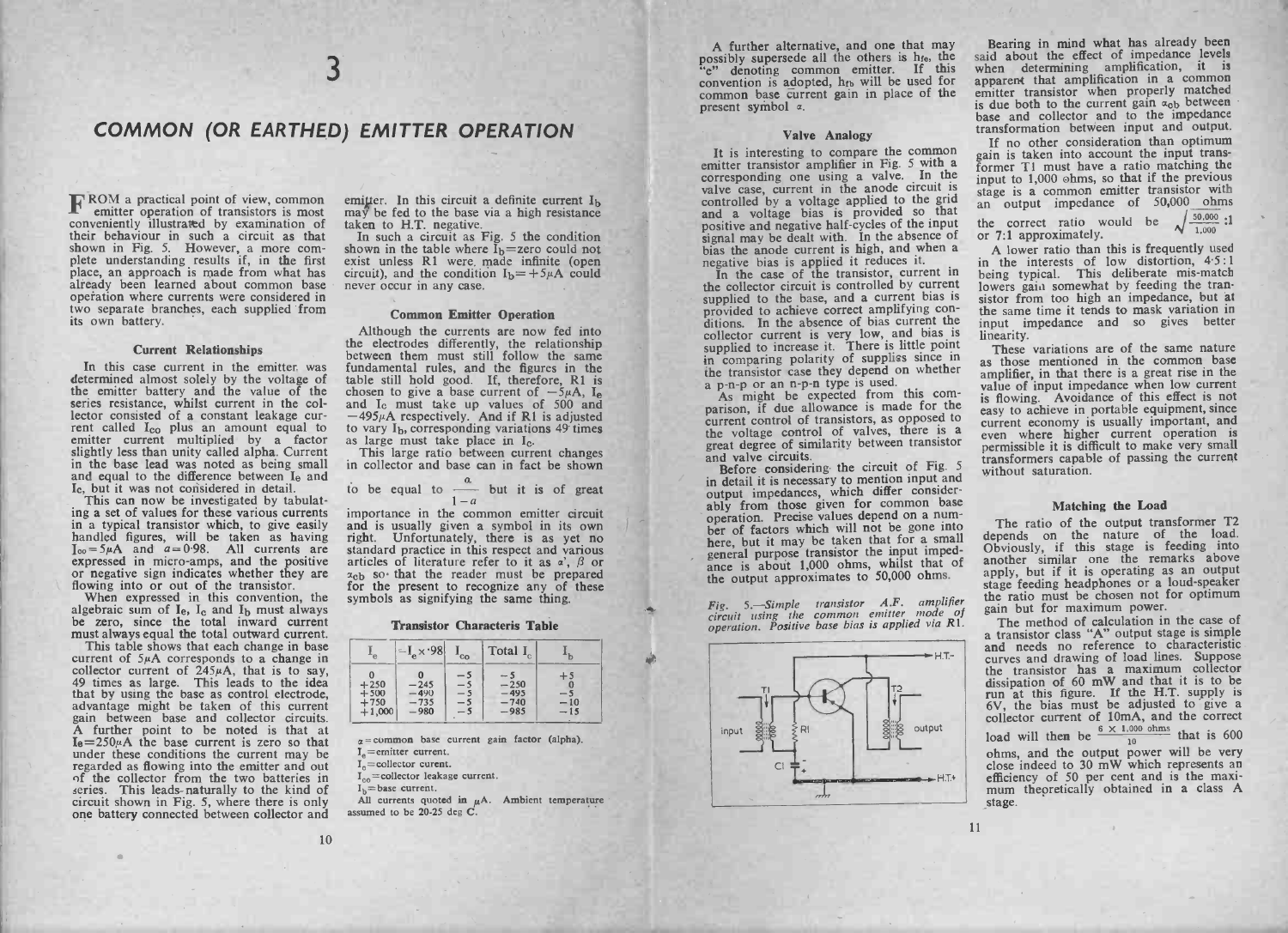# 3

## COMMON (OR EARTHED) EMITTER OPERATION

FROM a practical point of view, common emitter operation of transistors is most conveniently illustrated by examination of their behaviour in such a circuit as that shown in Fig. 5. However, a more complete understanding results if, in the first place, an approach is made from what has already been learned about common base operation where currents were considered in two separate branches, each supplied from its own battery.

### Current Relationships

In this case current in the emitter was determined almost solely by the voltage of the emitter battery and the value of the series resistance, whilst current in the collector consisted of a constant leakage current called $I_{co}$ plus an amount equal to emitter current multiplied by a factor slightly less than unity called alpha. Current in the base lead was noted as being small and equal to the difference between $I_e$ and $I_c$, but it was not considered in detail.

This can now be investigated by tabulating a set of values for these various currents in a typical transistor which, to give easily handled figures, will be taken as having $I_{co}=5\mu A$ and $a=0{\cdot}98$. All currents are expressed in micro-amps, and the positive or negative sign indicates whether they are flowing into or out of the transistor.

When expressed in this convention, the algebraic sum of $I_e$, $I_c$ and $I_b$ must always be zero, since the total inward current must always equal the total outward current.

This table shows that each change in base current of $5\mu A$ corresponds to a change in collector current of $245\mu A$, that is to say, 49 times as large. This leads to the idea that by using the base as control electrode, advantage might be taken of this current gain between base and collector circuits. A further point to be noted is that at $I_e=250\mu A$ the base current is zero so that under these conditions the current may be regarded as flowing into the emitter and out of the collector from the two batteries in series. This leads naturally to the kind of circuit shown in Fig. 5, where there is only one battery connected between collector and emitter. In this circuit a definite current $I_b$ may be fed to the base via a high resistance taken to H.T. negative.

In such a circuit as Fig. 5 the condition shown in the table where $I_b$=zero could not exist unless R1 were made infinite (open circuit), and the condition $I_b=+5\mu A$ could never occur in any case.

### Common Emitter Operation

Although the currents are now fed into the electrodes differently, the relationship between them must still follow the same fundamental rules, and the figures in the table still hold good. If, therefore, R1 is chosen to give a base current of $-5\mu A$, $I_e$ and $I_c$ must take up values of 500 and $-495\mu A$ respectively. And if R1 is adjusted to vary $I_b$, corresponding variations 49 times as large must take place in $I_c$.

This large ratio between current changes in collector and base can in fact be shown to be equal to $\frac{a}{1-a}$ but it is of great importance in the common emitter circuit and is usually given a symbol in its own right. Unfortunately, there is as yet no standard practice in this respect and various articles of literature refer to it as $a'$, $\beta$ or $a_{eb}$ so that the reader must be prepared for the present to recognize any of these symbols as signifying the same thing.

**Transistor Characteris Table**

| $I_e$ | $-I_e\times{\cdot}98$ | $I_{co}$ | Total $I_c$ | $I_b$ |
|---|---|---|---|---|
| 0 | 0 | −5 | −5 | +5 |
| +250 | −245 | −5 | −250 | 0 |
| +500 | −490 | −5 | −495 | −5 |
| +750 | −735 | −5 | −740 | −10 |
| +1,000 | −980 | −5 | −985 | −15 |

$a$=common base current gain factor (alpha).
$I_e$=emitter current.
$I_c$=collector curent.
$I_{co}$=collector leakage current.
$I_b$=base current.
All currents quoted in $\mu A$. Ambient temperature assumed to be 20-25 deg C.

A further alternative, and one that may possibly supersede all the others is $h_{fe}$, the "e" denoting common emitter. If this convention is adopted, $h_{fb}$ will be used for common base current gain in place of the present symbol $a$.

### Valve Analogy

It is interesting to compare the common emitter transistor amplifier in Fig. 5 with a corresponding one using a valve. In the valve case, current in the anode circuit is controlled by a voltage applied to the grid and a voltage bias is provided so that positive and negative half-cycles of the input signal may be dealt with. In the absence of bias the anode current is high, and when a negative bias is applied it reduces it.

In the case of the transistor, current in the collector circuit is controlled by current supplied to the base, and a current bias is provided to achieve correct amplifying conditions. In the absence of bias current the collector current is very low, and bias is supplied to increase it. There is little point in comparing polarity of supplies since in the transistor case they depend on whether a p-n-p or an n-p-n type is used.

As might be expected from this comparison, if due allowance is made for the current control of transistors, as opposed to the voltage control of valves, there is a great degree of similarity between transistor and valve circuits.

Before considering the circuit of Fig. 5 in detail it is necessary to mention input and output impedances, which differ considerably from those given for common base operation. Precise values depend on a number of factors which will not be gone into here, but it may be taken that for a small general purpose transistor the input impedance is about 1,000 ohms, whilst that of the output approximates to 50,000 ohms.

*Fig. 5.—Simple transistor A.F. amplifier circuit using the common emitter mode of operation. Positive base bias is applied via R1.*

H.T.-
T1
T2
input
R1
output
C1
H.T.+

Bearing in mind what has already been said about the effect of impedance levels when determining amplification, it is apparent that amplification in a common emitter transistor when properly matched is due both to the current gain $a_{ob}$ between base and collector and to the impedance transformation between input and output.

If no other consideration than optimum gain is taken into account the input transformer T1 must have a ratio matching the input to 1,000 ohms, so that if the previous stage is a common emitter transistor with an output impedance of 50,000 ohms the correct ratio would be $\sqrt{\frac{50,000}{1,000}}:1$ or 7:1 approximately.

A lower ratio than this is frequently used in the interests of low distortion, 4·5:1 being typical. This deliberate mis-match lowers gain somewhat by feeding the transistor from too high an impedance, but at the same time it tends to mask variation in input impedance and so gives better linearity.

These variations are of the same nature as those mentioned in the common base amplifier, in that there is a great rise in the value of input impedance when low current is flowing. Avoidance of this effect is not easy to achieve in portable equipment, since current economy is usually important, and even where higher current operation is permissible it is difficult to make very small transformers capable of passing the current without saturation.

### Matching the Load

The ratio of the output transformer T2 depends on the nature of the load. Obviously, if this stage is feeding into another similar one the remarks above apply, but if it is operating as an output stage feeding headphones or a loud-speaker the ratio must be chosen not for optimum gain but for maximum power.

The method of calculation in the case of a transistor class "A" output stage is simple and needs no reference to characteristic curves and drawing of load lines. Suppose the transistor has a maximum collector dissipation of 60 mW and that it is to be run at this figure. If the H.T. supply is 6V, the bias must be adjusted to give a collector current of 10mA, and the correct load will then be $\frac{6\times 1{,}000\text{ ohms}}{10}$ that is 600 ohms, and the output power will be very close indeed to 30 mW which represents an efficiency of 50 per cent and is the maximum theoretically obtained in a class A stage.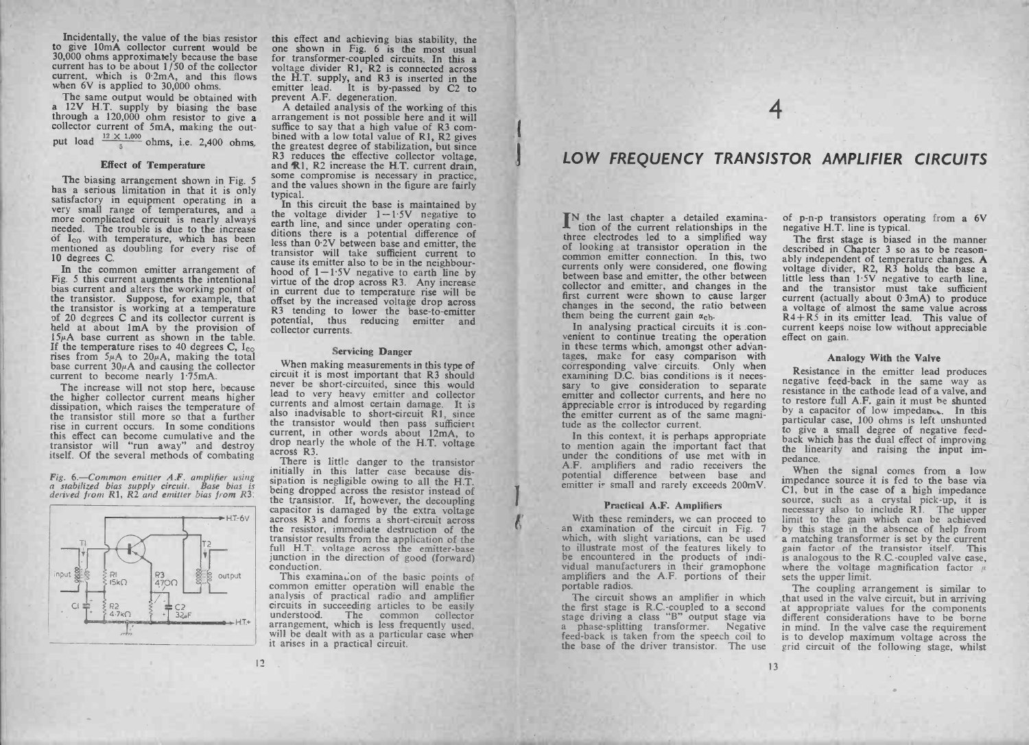Incidentally, the value of the bias resistor to give 10mA collector current would be 30,000 ohms approximately because the base current has to be about 1/50 of the collector current, which is 0·2mA, and this flows when 6V is applied to 30,000 ohms.

The same output would be obtained with a 12V H.T. supply by biasing the base through a 120,000 ohm resistor to give a collector current of 5mA, making the output load $\frac{12 \times 1,000}{5}$ ohms, i.e. 2,400 ohms.

### Effect of Temperature

The biasing arrangement shown in Fig. 5 has a serious limitation in that it is only satisfactory in equipment operating in a very small range of temperatures, and a more complicated circuit is nearly always needed. The trouble is due to the increase of $I_{co}$ with temperature, which has been mentioned as doubling for every rise of 10 degrees C.

In the common emitter arrangement of Fig. 5 this current augments the intentional bias current and alters the working point of the transistor. Suppose, for example, that the transistor is working at a temperature of 20 degrees C and its collector current is held at about 1mA by the provision of 15μA base current as shown in the table. If the temperature rises to 40 degrees C, $I_{co}$ rises from 5μA to 20μA, making the total base current 30μA and causing the collector current to become nearly 1·75mA.

The increase will not stop here, because the higher collector current means higher dissipation, which raises the temperature of the transistor still more so that a further rise in current occurs. In some conditions this effect can become cumulative and the transistor will "run away" and destroy itself. Of the several methods of combating

*Fig. 6.—Common emitter A.F. amplifier using a stabilized bias supply circuit. Base bias is derived from R1, R2 and emitter bias from R3.*

HT-6V
T1
T2
input
R1 15kΩ
R3 470Ω
output
C1
R2 4·7kΩ
C2 32μF
HT+

this effect and achieving bias stability, the one shown in Fig. 6 is the most usual for transformer-coupled circuits. In this a voltage divider R1, R2 is connected across the H.T. supply, and R3 is inserted in the emitter lead. It is by-passed by C2 to prevent A.F. degeneration.

A detailed analysis of the working of this arrangement is not possible here and it will suffice to say that a high value of R3 combined with a low total value of R1, R2 gives the greatest degree of stabilization, but since R3 reduces the effective collector voltage, and R1, R2 increase the H.T. current drain, some compromise is necessary in practice, and the values shown in the figure are fairly typical.

In this circuit the base is maintained by the voltage divider 1—1·5V negative to earth line, and since under operating conditions there is a potential difference of less than 0·2V between base and emitter, the transistor will take sufficient current to cause its emitter also to be in the neighbourhood of 1—1·5V negative to earth line by virtue of the drop across R3. Any increase in current due to temperature rise will be offset by the increased voltage drop across R3 tending to lower the base-to-emitter potential, thus reducing emitter and collector currents.

### Servicing Danger

When making measurements in this type of circuit it is most important that R3 should never be short-circuited, since this would lead to very heavy emitter and collector currents and almost certain damage. It is also inadvisable to short-circuit R1, since the transistor would then pass sufficient current, in other words about 12mA, to drop nearly the whole of the H.T. voltage across R3.

There is little danger to the transistor initially in this latter case because dissipation is negligible owing to all the H.T. being dropped across the resistor instead of the transistor. If, however, the decoupling capacitor is damaged by the extra voltage across R3 and forms a short-circuit across the resistor, immediate destruction of the transistor results from the application of the full H.T. voltage across the emitter-base junction in the direction of good (forward) conduction.

This examination of the basic points of common emitter operation will enable the analysis of practical radio and amplifier circuits in succeeding articles to be easily understood. The common collector arrangement, which is less frequently used, will be dealt with as a particular case when it arises in a practical circuit.

# 4

## LOW FREQUENCY TRANSISTOR AMPLIFIER CIRCUITS

In the last chapter a detailed examination of the current relationships in the three electrodes led to a simplified way of looking at transistor operation in the common emitter connection. In this, two currents only were considered, one flowing between base and emitter, the other between collector and emitter, and changes in the first current were shown to cause larger changes in the second, the ratio between them being the current gain $a_{cb}$.

In analysing practical circuits it is convenient to continue treating the operation in these terms which, amongst other advantages, make for easy comparison with corresponding valve circuits. Only when examining D.C. bias conditions is it necessary to give consideration to separate emitter and collector currents, and here no appreciable error is introduced by regarding the emitter current as of the same magnitude as the collector current.

In this context, it is perhaps appropriate to mention again the important fact that under the conditions of use met with in A.F. amplifiers and radio receivers the potential difference between base and emitter is small and rarely exceeds 200mV.

### Practical A.F. Amplifiers

With these reminders, we can proceed to an examination of the circuit in Fig. 7 which, with slight variations, can be used to illustrate most of the features likely to be encountered in the products of individual manufacturers in their gramophone amplifiers and the A.F. portions of their portable radios.

The circuit shows an amplifier in which the first stage is R.C.-coupled to a second stage driving a class "B" output stage via a phase-splitting transformer. Negative feed-back is taken from the speech coil to the base of the driver transistor. The use of p-n-p transistors operating from a 6V negative H.T. line is typical.

The first stage is biased in the manner described in Chapter 3 so as to be reasonably independent of temperature changes. A voltage divider, R2, R3 holds the base a little less than 1·5V negative to earth line, and the transistor must take sufficient current (actually about 0·3mA) to produce a voltage of almost the same value across R4+R5 in its emitter lead. This value of current keeps noise low without appreciable effect on gain.

### Analogy With the Valve

Resistance in the emitter lead produces negative feed-back in the same way as resistance in the cathode lead of a valve, and to restore full A.F. gain it must be shunted by a capacitor of low impedance. In this particular case, 100 ohms is left unshunted to give a small degree of negative feed-back which has the dual effect of improving the linearity and raising the input impedance.

When the signal comes from a low impedance source it is fed to the base via C1, but in the case of a high impedance source, such as a crystal pick-up, it is necessary also to include R1. The upper limit to the gain which can be achieved by this stage in the absence of help from a matching transformer is set by the current gain factor of the transistor itself. This is analogous to the R.C.-coupled valve case, where the voltage magnification factor μ sets the upper limit.

The coupling arrangement is similar to that used in the valve circuit, but in arriving at appropriate values for the components different considerations have to be borne in mind. In the valve case the requirement is to develop maximum voltage across the grid circuit of the following stage, whilst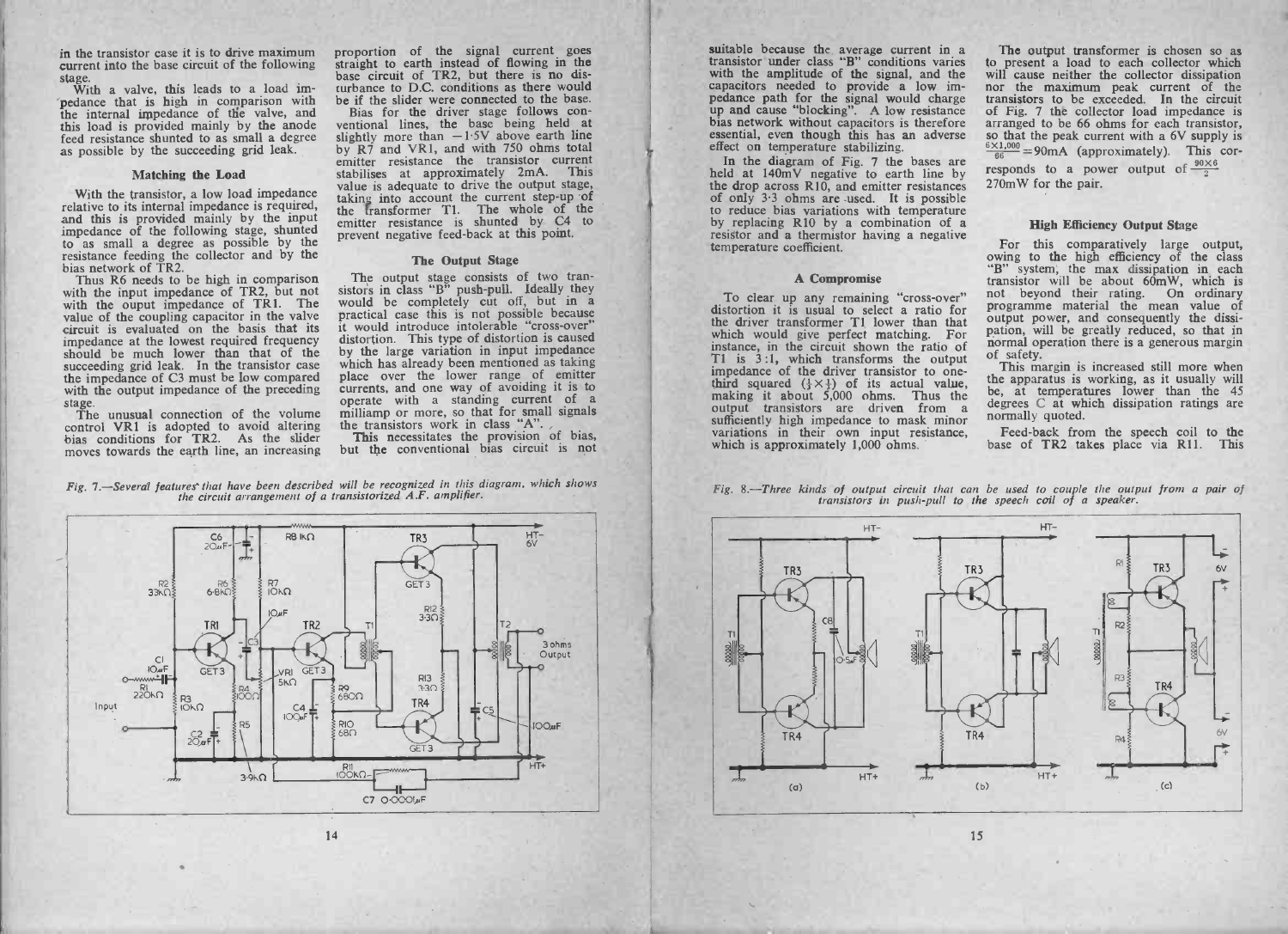in the transistor case it is to drive maximum current into the base circuit of the following stage.

With a valve, this leads to a load impedance that is high in comparison with the internal impedance of the valve, and this load is provided mainly by the anode feed resistance shunted to as small a degree as possible by the succeeding grid leak.

### Matching the Load

With the transistor, a low load impedance relative to its internal impedance is required, and this is provided mainly by the input impedance of the following stage, shunted to as small a degree as possible by the resistance feeding the collector and by the bias network of TR2.

Thus R6 needs to be high in comparison with the input impedance of TR2, but not with the ouput impedance of TR1. The value of the coupling capacitor in the valve circuit is evaluated on the basis that its impedance at the lowest required frequency should be much lower than that of the succeeding grid leak. In the transistor case the impedance of C3 must be low compared with the output impedance of the preceding stage.

The unusual connection of the volume control VR1 is adopted to avoid altering bias conditions for TR2. As the slider moves towards the earth line, an increasing proportion of the signal current goes straight to earth instead of flowing in the base circuit of TR2, but there is no disturbance to D.C. conditions as there would be if the slider were connected to the base.

Bias for the driver stage follows conventional lines, the base being held at slightly more than $-1{\cdot}5$V above earth line by R7 and VR1, and with 750 ohms total emitter resistance the transistor current stabilises at approximately 2mA. This value is adequate to drive the output stage, taking into account the current step-up of the transformer T1. The whole of the emitter resistance is shunted by C4 to prevent negative feed-back at this point.

### The Output Stage

The output stage consists of two transistors in class "B" push-pull. Ideally they would be completely cut off, but in a practical case this is not possible because it would introduce intolerable "cross-over" distortion. This type of distortion is caused by the large variation in input impedance which has already been mentioned as taking place over the lower range of emitter currents, and one way of avoiding it is to operate with a standing current of a milliamp or more, so that for small signals the transistors work in class "A".

This necessitates the provision of bias, but the conventional bias circuit is not suitable because the average current in a transistor under class "B" conditions varies with the amplitude of the signal, and the capacitors needed to provide a low impedance path for the signal would charge up and cause "blocking". A low resistance bias network without capacitors is therefore essential, even though this has an adverse effect on temperature stabilizing.

In the diagram of Fig. 7 the bases are held at 140mV negative to earth line by the drop across R10, and emitter resistances of only 3·3 ohms are used. It is possible to reduce bias variations with temperature by replacing R10 by a combination of a resistor and a thermistor having a negative temperature coefficient.

### A Compromise

To clear up any remaining "cross-over" distortion it is usual to select a ratio for the driver transformer T1 lower than that which would give perfect matching. For instance, in the circuit shown the ratio of T1 is 3:1, which transforms the output impedance of the driver transistor to one-third squared ($\frac{1}{3}\times\frac{1}{3}$) of its actual value, making it about 5,000 ohms. Thus the output transistors are driven from a sufficiently high impedance to mask minor variations in their own input resistance, which is approximately 1,000 ohms.

The output transformer is chosen so as to present a load to each collector which will cause neither the collector dissipation nor the maximum peak current of the transistors to be exceeded. In the circuit of Fig. 7 the collector load impedance is arranged to be 66 ohms for each transistor, so that the peak current with a 6V supply is $\frac{6\times1{,}000}{66}=90$mA (approximately). This corresponds to a power output of $\frac{90\times6}{2}$ 270mW for the pair.

### High Efficiency Output Stage

For this comparatively large output, owing to the high efficiency of the class "B" system, the max dissipation in each transistor will be about 60mW, which is not beyond their rating. On ordinary programme material the mean value of output power, and consequently the dissipation, will be greatly reduced, so that in normal operation there is a generous margin of safety.

This margin is increased still more when the apparatus is working, as it usually will be, at temperatures lower than the 45 degrees C at which dissipation ratings are normally quoted.

Feed-back from the speech coil to the base of TR2 takes place via R11. This

*Fig. 7.—Several features that have been described will be recognized in this diagram, which shows the circuit arrangement of a transistorized A.F. amplifier.*

C6 20μF
R8 1kΩ
TR3
HT− 6V
R2 33kΩ
R6 6·8kΩ
R7 10kΩ
GET3
10μF
R12 3·3Ω
TR1
TR2
T1
T2
C3
C1 10μF
GET3
VR1 5kΩ
GET3
3 ohms Output
R1 220kΩ
R4 100Ω
R13 3·3Ω
Input
R3 10kΩ
R9 680Ω
C4 100μF
TR4
C5
100μF
C2 20μF
R5
R10 68Ω
GET3
3·9kΩ
R11 100kΩ
HT+
C7 0·0001μF

*Fig. 8.—Three kinds of output circuit that can be used to couple the output from a pair of transistors in push-pull to the speech coil of a speaker.*

HT−
HT−
TR3
TR3
R1
TR3
6V
T1
C8
T1
T1
R2
0·5μF
R3
TR4
TR4
TR4
6V
R4
HT+
HT+
(a)
(b)
(c)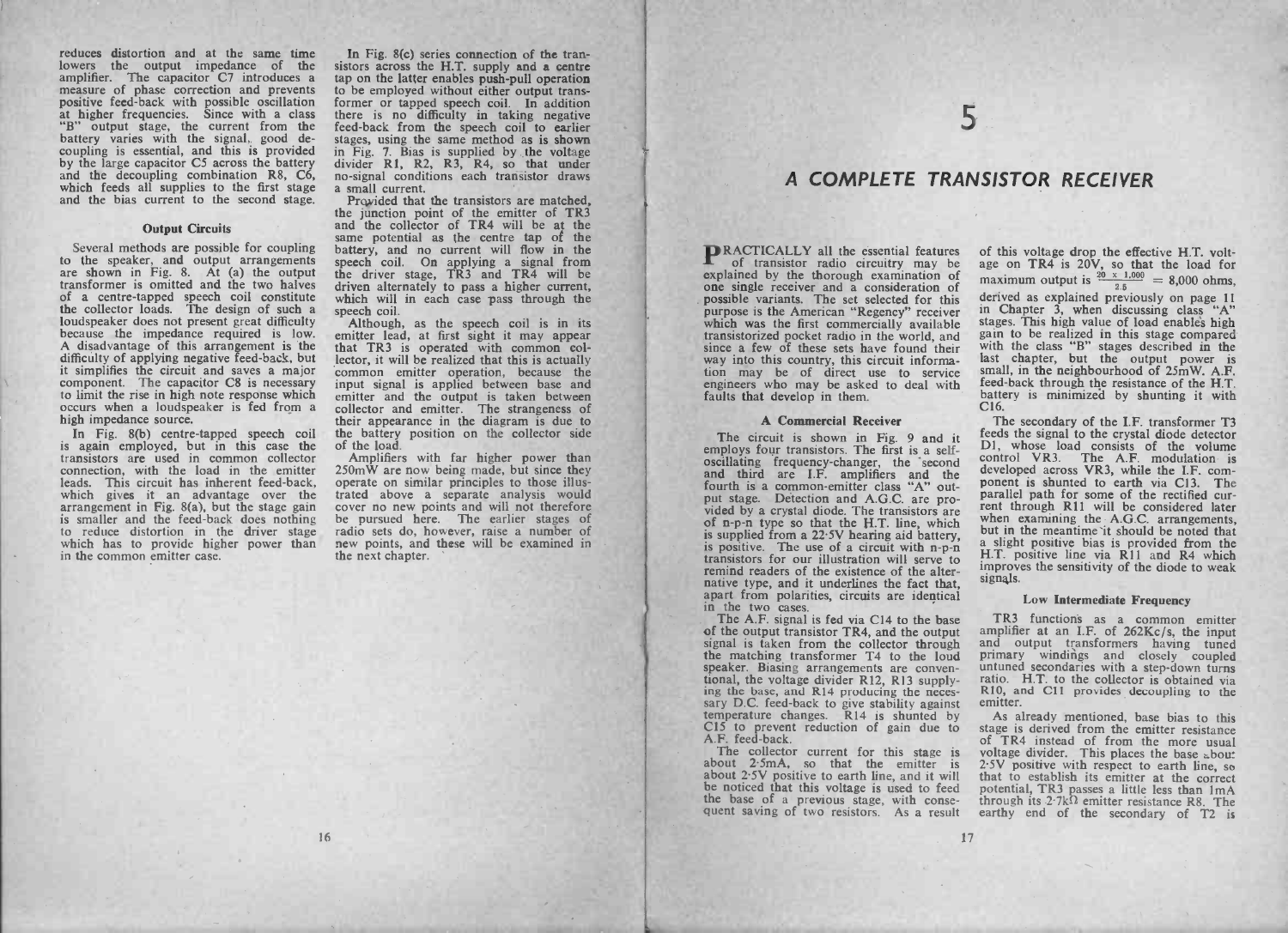reduces distortion and at the same time lowers the output impedance of the amplifier. The capacitor C7 introduces a measure of phase correction and prevents positive feed-back with possible oscillation at higher frequencies. Since with a class "B" output stage, the current from the battery varies with the signal, good decoupling is essential, and this is provided by the large capacitor C5 across the battery and the decoupling combination R8, C6, which feeds all supplies to the first stage and the bias current to the second stage.

### Output Circuits

Several methods are possible for coupling to the speaker, and output arrangements are shown in Fig. 8. At (a) the output transformer is omitted and the two halves of a centre-tapped speech coil constitute the collector loads. The design of such a loudspeaker does not present great difficulty because the impedance required is low. A disadvantage of this arrangement is the difficulty of applying negative feed-back, but it simplifies the circuit and saves a major component. The capacitor C8 is necessary to limit the rise in high note response which occurs when a loudspeaker is fed from a high impedance source.

In Fig. 8(b) centre-tapped speech coil is again employed, but in this case the transistors are used in common collector connection, with the load in the emitter leads. This circuit has inherent feed-back, which gives it an advantage over the arrangement in Fig. 8(a), but the stage gain is smaller and the feed-back does nothing to reduce distortion in the driver stage which has to provide higher power than in the common emitter case.

In Fig. 8(c) series connection of the transistors across the H.T. supply and a centre tap on the latter enables push-pull operation to be employed without either output transformer or tapped speech coil. In addition there is no difficulty in taking negative feed-back from the speech coil to earlier stages, using the same method as is shown in Fig. 7. Bias is supplied by the voltage divider R1, R2, R3, R4, so that under no-signal conditions each transistor draws a small current.

Provided that the transistors are matched, the junction point of the emitter of TR3 and the collector of TR4 will be at the same potential as the centre tap of the battery, and no current will flow in the speech coil. On applying a signal from the driver stage, TR3 and TR4 will be driven alternately to pass a higher current, which will in each case pass through the speech coil.

Although, as the speech coil is in its emitter lead, at first sight it may appear that TR3 is operated with common collector, it will be realized that this is actually common emitter operation, because the input signal is applied between base and emitter and the output is taken between collector and emitter. The strangeness of their appearance in the diagram is due to the battery position on the collector side of the load.

Amplifiers with far higher power than 250mW are now being made, but since they operate on similar principles to those illustrated above a separate analysis would cover no new points and will not therefore be pursued here. The earlier stages of radio sets do, however, raise a number of new points, and these will be examined in the next chapter.

# 5

## A COMPLETE TRANSISTOR RECEIVER

PRACTICALLY all the essential features of transistor radio circuitry may be explained by the thorough examination of one single receiver and a consideration of possible variants. The set selected for this purpose is the American "Regency" receiver which was the first commercially available transistorized pocket radio in the world, and since a few of these sets have found their way into this country, this circuit information may be of direct use to service engineers who may be asked to deal with faults that develop in them.

### A Commercial Receiver

The circuit is shown in Fig. 9 and it employs four transistors. The first is a self-oscillating frequency-changer, the second and third are I.F. amplifiers and the fourth is a common-emitter class "A" output stage. Detection and A.G.C. are provided by a crystal diode. The transistors are of n-p-n type so that the H.T. line, which is supplied from a 22·5V hearing aid battery, is positive. The use of a circuit with n-p-n transistors for our illustration will serve to remind readers of the existence of the alternative type, and it underlines the fact that, apart from polarities, circuits are identical in the two cases.

The A.F. signal is fed via C14 to the base of the output transistor TR4, and the output signal is taken from the collector through the matching transformer T4 to the loud speaker. Biasing arrangements are conventional, the voltage divider R12, R13 supplying the base, and R14 producing the necessary D.C. feed-back to give stability against temperature changes. R14 is shunted by C15 to prevent reduction of gain due to A.F. feed-back.

The collector current for this stage is about 2·5mA, so that the emitter is about 2·5V positive to earth line, and it will be noticed that this voltage is used to feed the base of a previous stage, with consequent saving of two resistors. As a result of this voltage drop the effective H.T. voltage on TR4 is 20V, so that the load for maximum output is $\frac{20 \times 1{,}000}{2 \cdot 5} = 8{,}000$ ohms, derived as explained previously on page 11 in Chapter 3, when discussing class "A" stages. This high value of load enables high gain to be realized in this stage compared with the class "B" stages described in the last chapter, but the output power is small, in the neighbourhood of 25mW. A.F. feed-back through the resistance of the H.T. battery is minimized by shunting it with C16.

The secondary of the I.F. transformer T3 feeds the signal to the crystal diode detector D1, whose load consists of the volume control VR3. The A.F. modulation is developed across VR3, while the I.F. component is shunted to earth via C13. The parallel path for some of the rectified current through R11 will be considered later when examining the A.G.C. arrangements, but in the meantime it should be noted that a slight positive bias is provided from the H.T. positive line via R11 and R4 which improves the sensitivity of the diode to weak signals.

### Low Intermediate Frequency

TR3 functions as a common emitter amplifier at an I.F. of 262Kc/s, the input and output transformers having tuned primary windings and closely coupled untuned secondaries with a step-down turns ratio. H.T. to the collector is obtained via R10, and C11 provides decoupling to the emitter.

As already mentioned, base bias to this stage is derived from the emitter resistance of TR4 instead of from the more usual voltage divider. This places the base about 2·5V positive with respect to earth line, so that to establish its emitter at the correct potential, TR3 passes a little less than 1mA through its 2·7kΩ emitter resistance R8. The earthy end of the secondary of T2 is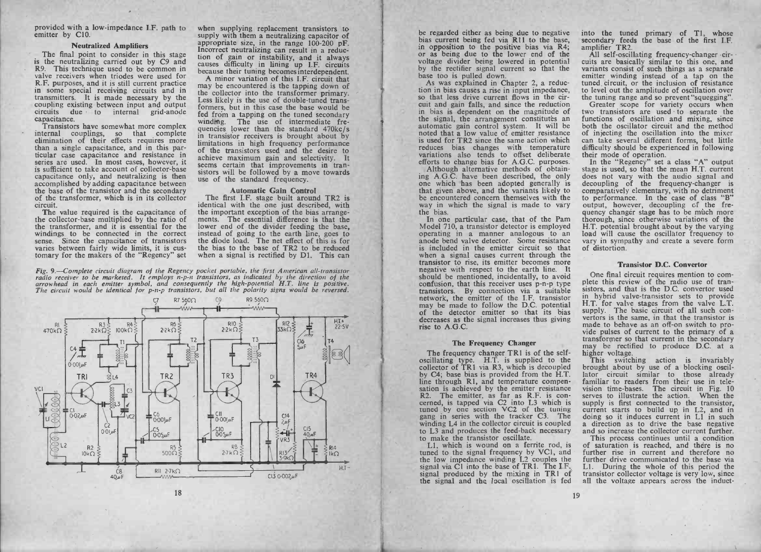provided with a low-impedance I.F. path to emitter by C10.

### Neutralized Amplifiers

The final point to consider in this stage is the neutralizing carried out by C9 and R9. This technique used to be common in valve receivers when triodes were used for R.F. purposes, and it is still current practice in some special receiving circuits and in transmitters. It is made necessary by the coupling existing between input and output circuits due to internal grid-anode capacitance.

Transistors have somewhat more complex internal couplings, so that complete elimination of their effects requires more than a single capacitance, and in this particular case capacitance and resistance in series are used. In most cases, however, it is sufficient to take account of collector-base capacitance only, and neutralizing is then accomplished by adding capacitance between the base of the transistor and the secondary of the transformer, which is in its collector circuit.

The value required is the capacitance of the collector-base multiplied by the ratio of the transformer, and it is essential for the windings to be connected in the correct sense. Since the capacitance of transistors varies between fairly wide limits, it is customary for the makers of the "Regency" set when supplying replacement transistors to supply with them a neutralizing capacitor of appropriate size, in the range 100-200 pF. Incorrect neutralizing can result in a reduction of gain or instability, and it always causes difficulty in lining up I.F. circuits because their tuning becomes interdependent.

A minor variation of this I.F. circuit that may be encountered is the tapping down of the collector into the transformer primary. Less likely is the use of double-tuned transformers, but in this case the base would be fed from a tapping on the tuned secondary winding. The use of intermediate frequencies lower than the standard 470kc/s in transistor receivers is brought about by limitations in high frequency performance of the transistors used and the desire to achieve maximum gain and selectivity. It seems certain that improvements in transistors will be followed by a move towards use of the standard frequency.

### Automatic Gain Control

The first I.F. stage built around TR2 is identical with the one just described, with the important exception of the bias arrangements. The essential difference is that the lower end of the divider feeding the base, instead of going to the earth line, goes to the diode load. The net effect of this is for the bias to the base of TR2 to be reduced when a signal is rectified by D1. This can be regarded either as being due to negative bias current being fed via R11 to the base, in opposition to the positive bias via R4; or as being due to the lower end of the voltage divider being lowered in potential by the rectifier signal current so that the base too is pulled down.

As was explained in Chapter 2, a reduction in bias causes a rise in input impedance, so that less drive current flows in the circuit and gain falls, and since the reduction in bias is dependent on the magnitude of the signal, the arrangement constitutes an automatic gain control system. It will be noted that a low value of emitter resistance is used for TR2 since the same action which reduces bias changes with temperature variations also tends to offset deliberate efforts to change bias for A.G.C. purposes.

Although alternative methods of obtaining A.G.C. have been described, the only one which has been adopted generally is that given above, and the variants likely to be encountered concern themselves with the way in which the signal is made to vary the bias.

In one particular case, that of the Pam Model 710, a transistor detector is employed operating in a manner analogous to an anode bend valve detector. Some resistance is included in the emitter circuit so that when a signal causes current through the transistor to rise, its emitter becomes more negative with respect to the earth line. It should be mentioned, incidentally, to avoid confusion, that this receiver uses p-n-p type transistors. By connection via a suitable network, the emitter of the I.F. transistor may be made to follow the D.C. potential of the detector emitter so that its bias decreases as the signal increases thus giving rise to A.G.C.

*Fig. 9.—Complete circuit diagram of the Regency pocket portable, the first American all-transistor radio receiver to be marketed. It employs n-p-n transistors, as indicated by the direction of the arrowhead in each emitter symbol, and consequently the high-potential H.T. line is positive. The circuit would be identical for p-n-p transistors, but all the polarity signs would be reversed.*

### The Frequency Changer

The frequency changer TR1 is of the self-oscillating type. H.T. is supplied to the collector of TR1 via R3, which is decoupled by C4; base bias is provided from the H.T. line through R1, and temperature compensation is achieved by the emitter resistance R2. The emitter, as far as R.F. is concerned, is tapped via C2 into L3 which is tuned by one section VC2 of the tuning gang in series with the tracker C3. The winding L4 in the collector circuit is coupled to L3 and produces the feed-back necessary to make the transistor oscillate.

L1, which is wound on a ferrite rod, is tuned to the signal frequency by VC1, and the low impedance winding L2 couples the signal via C1 into the base of TR1. The I.F. signal produced by the mixing in TR1 of the signal and the local oscillation is fed into the tuned primary of T1, whose secondary feeds the base of the first I.F. amplifier TR2.

All self-oscillating frequency-changer circuits are basically similar to this one, and variants consist of such things as a separate emitter winding instead of a tap on the tuned circuit, or the inclusion of resistance to level out the amplitude of oscillation over the tuning range and so prevent "squegging".

Greater scope for variety occurs when two transistors are used to separate the functions of oscillation and mixing, since both the oscillator circuit and the method of injecting the oscillation into the mixer can take several different forms, but little difficulty should be experienced in following their mode of operation.

In the "Regency" set a class "A" output stage is used, so that the mean H.T. current does not vary with the audio signal and decoupling of the frequency-changer is comparatively elementary, with no detriment to performance. In the case of class "B" output, however, decoupling of the frequency changer stage has to be much more thorough, since otherwise variations of the H.T. potential brought about by the varying load will cause the oscillator frequency to vary in sympathy and create a severe form of distortion.

### Transistor D.C. Convertor

One final circuit requires mention to complete this review of the radio use of transistors, and that is the D.C. convertor used in hybrid valve-transistor sets to provide H.T. for valve stages from the valve L.T. supply. The basic circuit of all such convertors is the same, in that the transistor is made to behave as an off-on switch to provide pulses of current to the primary of a transformer so that current in the secondary may be rectified to produce D.C. at a higher voltage.

This switching action is invariably brought about by use of a blocking oscillator circuit similar to those already familiar to readers from their use in television time-bases. The circuit in Fig. 10 serves to illustrate the action. When the supply is first connected to the transistor, current starts to build up in L2, and in doing so it induces current in L1 in such a direction as to drive the base negative and so increase the collector current further.

This process continues until a condition of saturation is reached, and there is no further rise in current and therefore no further drive communicated to the base via L1. During the whole of this period the transistor collector voltage is very low, since all the voltage appears across the induct-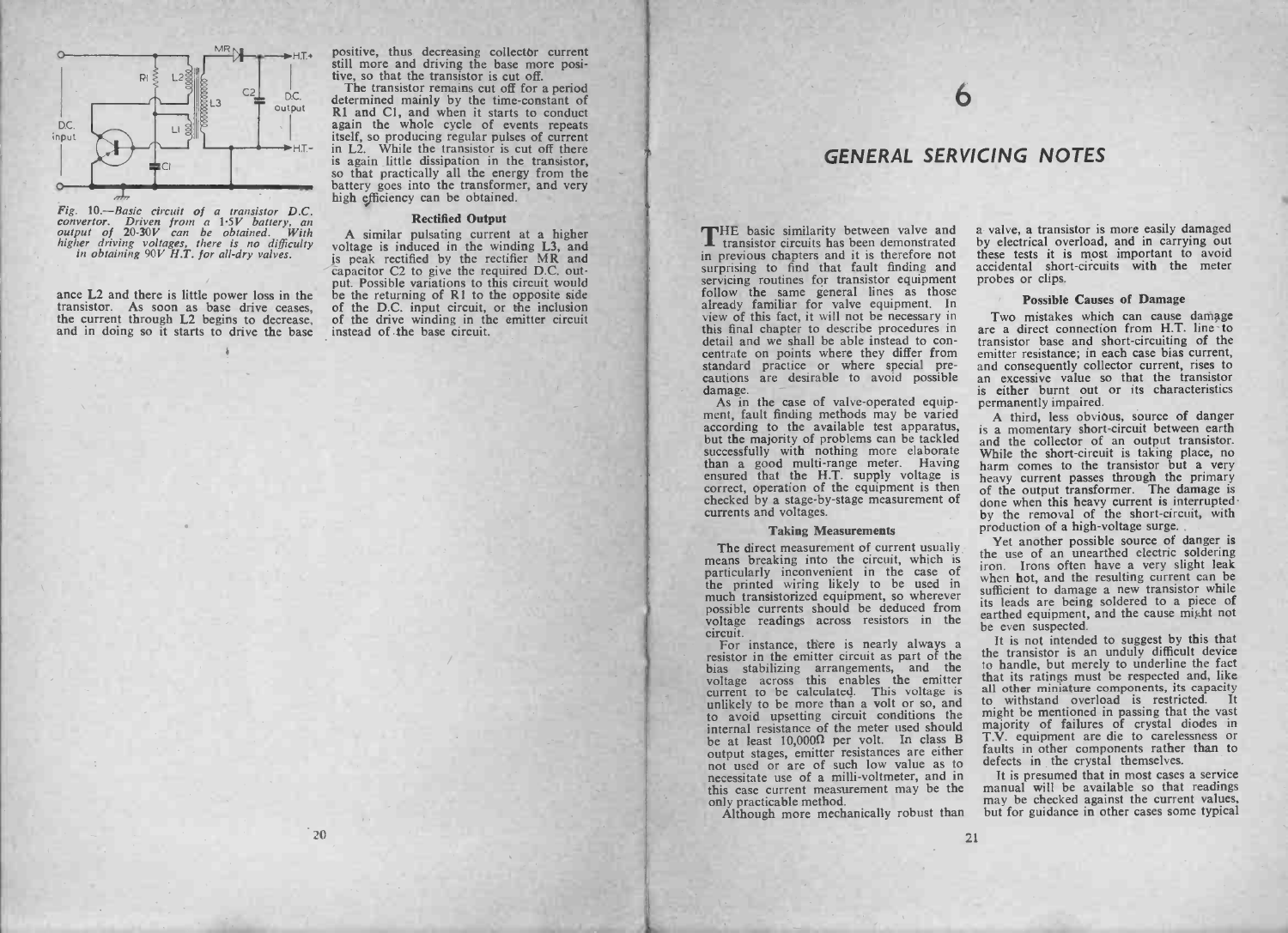Fig. 10.—*Basic circuit of a transistor D.C. convertor. Driven from a 1·5V battery, an output of 20-30V can be obtained. With higher driving voltages, there is no difficulty in obtaining 90V H.T. for all-dry valves.*

ance L2 and there is little power loss in the transistor. As soon as base drive ceases, the current through L2 begins to decrease, and in doing so it starts to drive the base positive, thus decreasing collector current still more and driving the base more positive, so that the transistor is cut off.

The transistor remains cut off for a period determined mainly by the time-constant of R1 and C1, and when it starts to conduct again the whole cycle of events repeats itself, so producing regular pulses of current in L2. While the transistor is cut off there is again little dissipation in the transistor, so that practically all the energy from the battery goes into the transformer, and very high efficiency can be obtained.

### Rectified Output

A similar pulsating current at a higher voltage is induced in the winding L3, and is peak rectified by the rectifier MR and capacitor C2 to give the required D.C. output. Possible variations to this circuit would be the returning of R1 to the opposite side of the D.C. input circuit, or the inclusion of the drive winding in the emitter circuit instead of the base circuit.

# 6

# GENERAL SERVICING NOTES

THE basic similarity between valve and transistor circuits has been demonstrated in previous chapters and it is therefore not surprising to find that fault finding and servicing routines for transistor equipment follow the same general lines as those already familiar for valve equipment. In view of this fact, it will not be necessary in this final chapter to describe procedures in detail and we shall be able instead to concentrate on points where they differ from standard practice or where special precautions are desirable to avoid possible damage.

As in the case of valve-operated equipment, fault finding methods may be varied according to the available test apparatus, but the majority of problems can be tackled successfully with nothing more elaborate than a good multi-range meter. Having ensured that the H.T. supply voltage is correct, operation of the equipment is then checked by a stage-by-stage measurement of currents and voltages.

### Taking Measurements

The direct measurement of current usually means breaking into the circuit, which is particularly inconvenient in the case of the printed wiring likely to be used in much transistorized equipment, so wherever possible currents should be deduced from voltage readings across resistors in the circuit.

For instance, there is nearly always a resistor in the emitter circuit as part of the bias stabilizing arrangements, and the voltage across this enables the emitter current to be calculated. This voltage is unlikely to be more than a volt or so, and to avoid upsetting circuit conditions the internal resistance of the meter used should be at least 10,000Ω per volt. In class B output stages, emitter resistances are either not used or are of such low value as to necessitate use of a milli-voltmeter, and in this case current measurement may be the only practicable method.

Although more mechanically robust than a valve, a transistor is more easily damaged by electrical overload, and in carrying out these tests it is most important to avoid accidental short-circuits with the meter probes or clips.

### Possible Causes of Damage

Two mistakes which can cause damage are a direct connection from H.T. line to transistor base and short-circuiting of the emitter resistance; in each case bias current, and consequently collector current, rises to an excessive value so that the transistor is either burnt out or its characteristics permanently impaired.

A third, less obvious, source of danger is a momentary short-circuit between earth and the collector of an output transistor. While the short-circuit is taking place, no harm comes to the transistor but a very heavy current passes through the primary of the output transformer. The damage is done when this heavy current is interrupted by the removal of the short-circuit, with production of a high-voltage surge.

Yet another possible source of danger is the use of an unearthed electric soldering iron. Irons often have a very slight leak when hot, and the resulting current can be sufficient to damage a new transistor while its leads are being soldered to a piece of earthed equipment, and the cause might not be even suspected.

It is not intended to suggest by this that the transistor is an unduly difficult device to handle, but merely to underline the fact that its ratings must be respected and, like all other miniature components, its capacity to withstand overload is restricted. It might be mentioned in passing that the vast majority of failures of crystal diodes in T.V. equipment are die to carelessness or faults in other components rather than to defects in the crystal themselves.

It is presumed that in most cases a service manual will be available so that readings may be checked against the current values, but for guidance in other cases some typical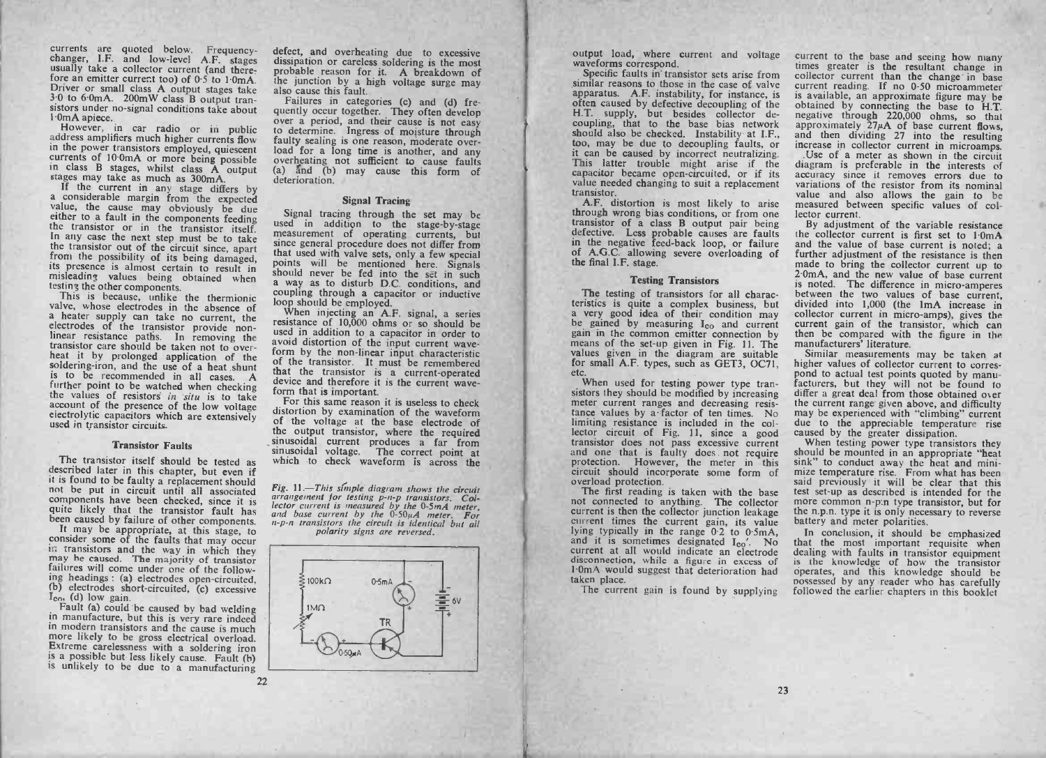currents are quoted below. Frequency-changer, I.F. and low-level A.F. stages usually take a collector current (and therefore an emitter current too) of 0·5 to 1·0mA. Driver or small class A output stages take 3·0 to 6·0mA. 200mW class B output transistors under no-signal conditions take about 1·0mA apiece.

However, in car radio or in public address amplifiers much higher currents flow in the power transistors employed, quiescent currents of 10·0mA or more being possible in class B stages, whilst class A output stages may take as much as 300mA.

If the current in any stage differs by a considerable margin from the expected value, the cause may obviously be due either to a fault in the components feeding the transistor or in the transistor itself. In any case the next step must be to take the transistor out of the circuit since, apart from the possibility of its being damaged, its presence is almost certain to result in misleading values being obtained when testing the other components.

This is because, unlike the thermionic valve, whose electrodes in the absence of a heater supply can take no current, the electrodes of the transistor provide non-linear resistance paths. In removing the transistor care should be taken not to overheat it by prolonged application of the soldering-iron, and the use of a heat shunt is to be recommended in all cases. A further point to be watched when checking the values of resistors *in situ* is to take account of the presence of the low voltage electrolytic capacitors which are extensively used in transistor circuits.

### Transistor Faults

The transistor itself should be tested as described later in this chapter, but even if it is found to be faulty a replacement should not be put in circuit until all associated components have been checked, since it is quite likely that the transistor fault has been caused by failure of other components.

It may be appropriate, at this stage, to consider some of the faults that may occur in transistors and the way in which they may be caused. The majority of transistor failures will come under one of the following headings: (a) electrodes open-circuited, (b) electrodes short-circuited, (c) excessive $I_{co}$, (d) low gain.

Fault (a) could be caused by bad welding in manufacture, but this is very rare indeed in modern transistors and the cause is much more likely to be gross electrical overload. Extreme carelessness with a soldering iron is a possible but less likely cause. Fault (b) is unlikely to be due to a manufacturing defect, and overheating due to excessive dissipation or careless soldering is the most probable reason for it. A breakdown of the junction by a high voltage surge may also cause this fault.

Failures in categories (c) and (d) frequently occur together. They often develop over a period, and their cause is not easy to determine. Ingress of moisture through faulty sealing is one reason, moderate overload for a long time is another, and any overheating not sufficient to cause faults (a) and (b) may cause this form of deterioration.

### Signal Tracing

Signal tracing through the set may be used in addition to the stage-by-stage measurement of operating currents, but since general procedure does not differ from that used with valve sets, only a few special points will be mentioned here. Signals should never be fed into the set in such a way as to disturb D.C. conditions, and coupling through a capacitor or inductive loop should be employed.

When injecting an A.F. signal, a series resistance of 10,000 ohms or so should be used in addition to a capacitor in order to avoid distortion of the input current waveform by the non-linear input characteristic of the transistor. It must be remembered that the transistor is a current-operated device and therefore it is the current waveform that is important.

For this same reason it is useless to check distortion by examination of the waveform of the voltage at the base electrode of the output transistor, where the required sinusoidal current produces a far from sinusoidal voltage. The correct point at which to check waveform is across the output load, where current and voltage waveforms correspond.

Specific faults in transistor sets arise from similar reasons to those in the case of valve apparatus. A.F. instability, for instance, is often caused by defective decoupling of the H.T. supply, but besides collector decoupling, that to the base bias network should also be checked. Instability at I.F., too, may be due to decoupling faults, or it can be caused by incorrect neutralizing. This latter trouble might arise if the capacitor became open-circuited, or if its value needed changing to suit a replacement transistor.

A.F. distortion is most likely to arise through wrong bias conditions, or from one transistor of a class B output pair being defective. Less probable causes are faults in the negative feed-back loop, or failure of A.G.C. allowing severe overloading of the final I.F. stage.

*Fig. 11.—This simple diagram shows the circuit arrangement for testing p-n-p transistors. Collector current is measured by the 0-5mA meter, and base current by the 0-50μA meter. For n-p-n transistors the circuit is identical but all polarity signs are reversed.*

100kΩ
1MΩ
0-5mA
6V
TR
0-50μA

### Testing Transistors

The testing of transistors for all characteristics is quite a complex business, but a very good idea of their condition may be gained by measuring $I_{co}$ and current gain in the common emitter connection by means of the set-up given in Fig. 11. The values given in the diagram are suitable for small A.F. types, such as GET3, OC71, etc.

When used for testing power type transistors they should be modified by increasing meter current ranges and decreasing resistance values by a factor of ten times. No limiting resistance is included in the collector circuit of Fig. 11, since a good transistor does not pass excessive current and one that is faulty does not require protection. However, the meter in this circuit should incorporate some form of overload protection.

The first reading is taken with the base not connected to anything. The collector current is then the collector junction leakage current times the current gain, its value lying typically in the range 0·2 to 0·5mA, and it is sometimes designated $I_{co}'$. No current at all would indicate an electrode disconnection, while a figure in excess of 1·0mA would suggest that deterioration had taken place.

The current gain is found by supplying current to the base and seeing how many times greater is the resultant change in collector current than the change in base current reading. If no 0-50 microammeter is available, an approximate figure may be obtained by connecting the base to H.T. negative through 220,000 ohms, so that approximately 27μA of base current flows, and then dividing 27 into the resulting increase in collector current in microamps.

Use of a meter as shown in the circuit diagram is preferable in the interests of accuracy since it removes errors due to variations of the resistor from its nominal value and also allows the gain to be measured between specific values of collector current.

By adjustment of the variable resistance the collector current is first set to 1·0mA and the value of base current is noted; a further adjustment of the resistance is then made to bring the collector current up to 2·0mA, and the new value of base current is noted. The difference in micro-amperes between the two values of base current, divided into 1,000 (the 1mA increase in collector current in micro-amps), gives the current gain of the transistor, which can then be compared with the figure in the manufacturers' literature.

Similar measurements may be taken at higher values of collector current to correspond to actual test points quoted by manufacturers, but they will not be found to differ a great deal from those obtained over the current range given above, and difficulty may be experienced with "climbing" current due to the appreciable temperature rise caused by the greater dissipation.

When testing power type transistors they should be mounted in an appropriate "heat sink" to conduct away the heat and minimize temperature rise. From what has been said previously it will be clear that this test set-up as described is intended for the more common p-n-p type transistor, but for the n.p.n. type it is only necessary to reverse battery and meter polarities.

In conclusion, it should be emphasized that the most important requisite when dealing with faults in transistor equipment is the knowledge of how the transistor operates, and this knowledge should be possessed by any reader who has carefully followed the earlier chapters in this booklet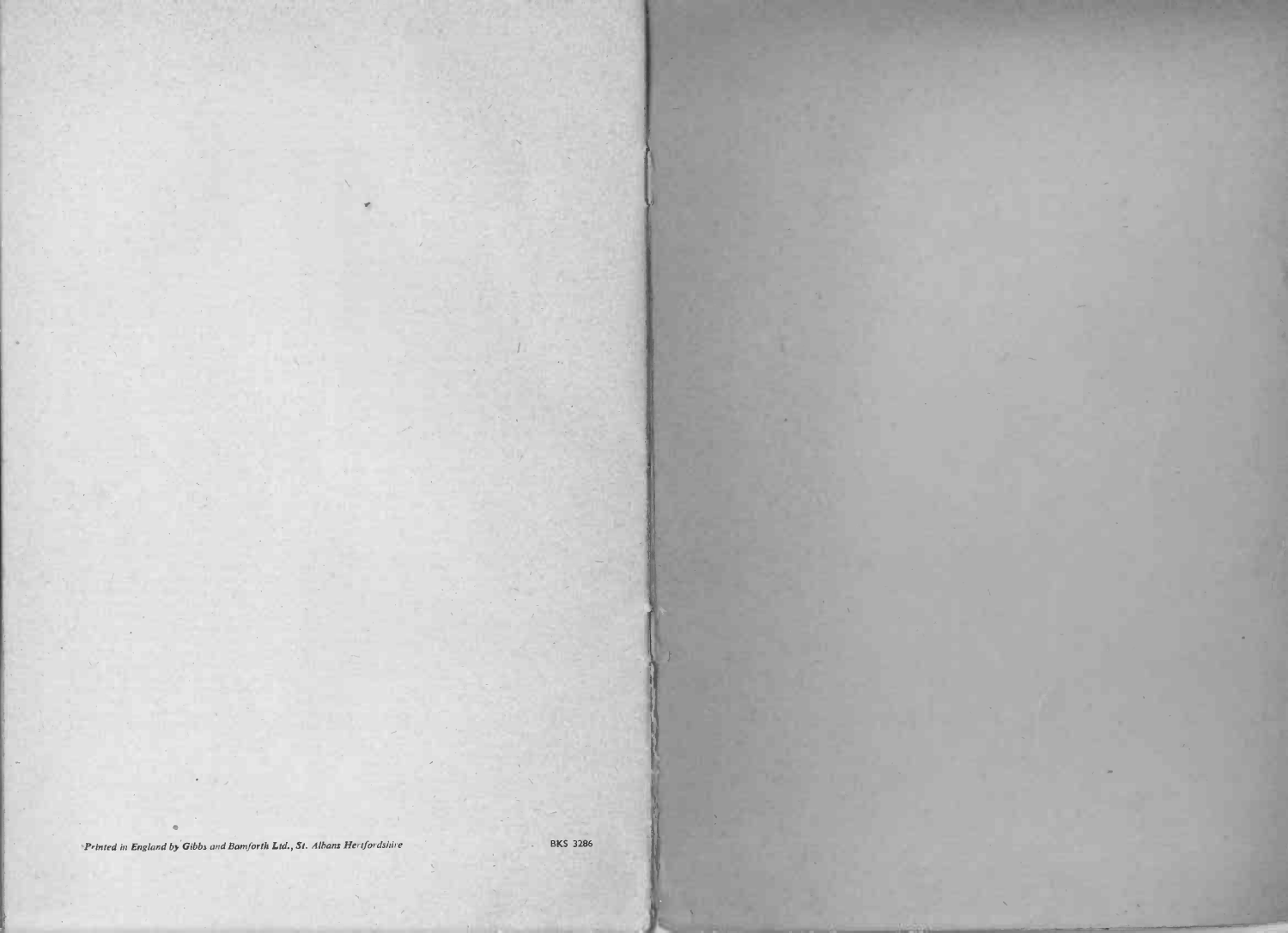*Printed in England by Gibbs and Bamforth Ltd., St. Albans Hertfordshire*

BKS 3286